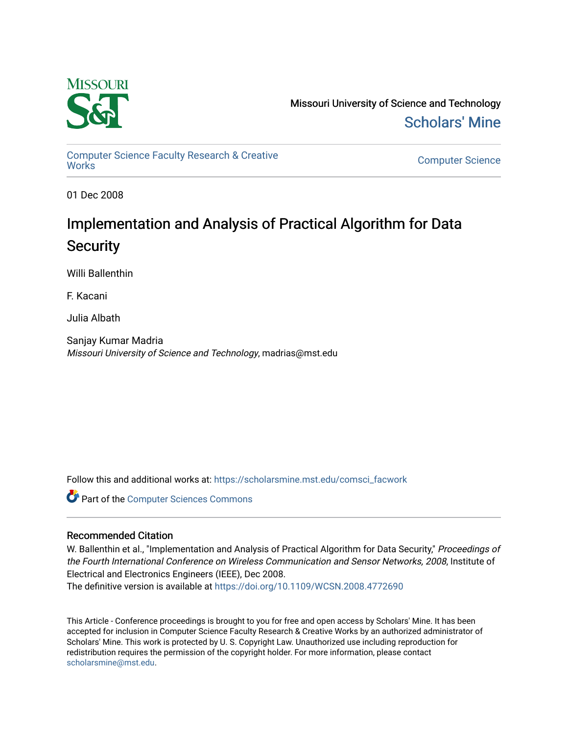Missouri University of Science and Technology

Scholars' Mine

Computer Science Faculty Research & Creative Works

Computer Science

01 Dec 2008

# Implementation and Analysis of Practical Algorithm for Data Security

Willi Ballenthin

F. Kacani

Julia Albath

Sanjay Kumar Madria
*Missouri University of Science and Technology*, madrias@mst.edu

Follow this and additional works at: https://scholarsmine.mst.edu/comsci_facwork

Part of the Computer Sciences Commons

## Recommended Citation

W. Ballenthin et al., "Implementation and Analysis of Practical Algorithm for Data Security," *Proceedings of the Fourth International Conference on Wireless Communication and Sensor Networks, 2008*, Institute of Electrical and Electronics Engineers (IEEE), Dec 2008.
The definitive version is available at https://doi.org/10.1109/WCSN.2008.4772690

This Article - Conference proceedings is brought to you for free and open access by Scholars' Mine. It has been accepted for inclusion in Computer Science Faculty Research & Creative Works by an authorized administrator of Scholars' Mine. This work is protected by U. S. Copyright Law. Unauthorized use including reproduction for redistribution requires the permission of the copyright holder. For more information, please contact scholarsmine@mst.edu.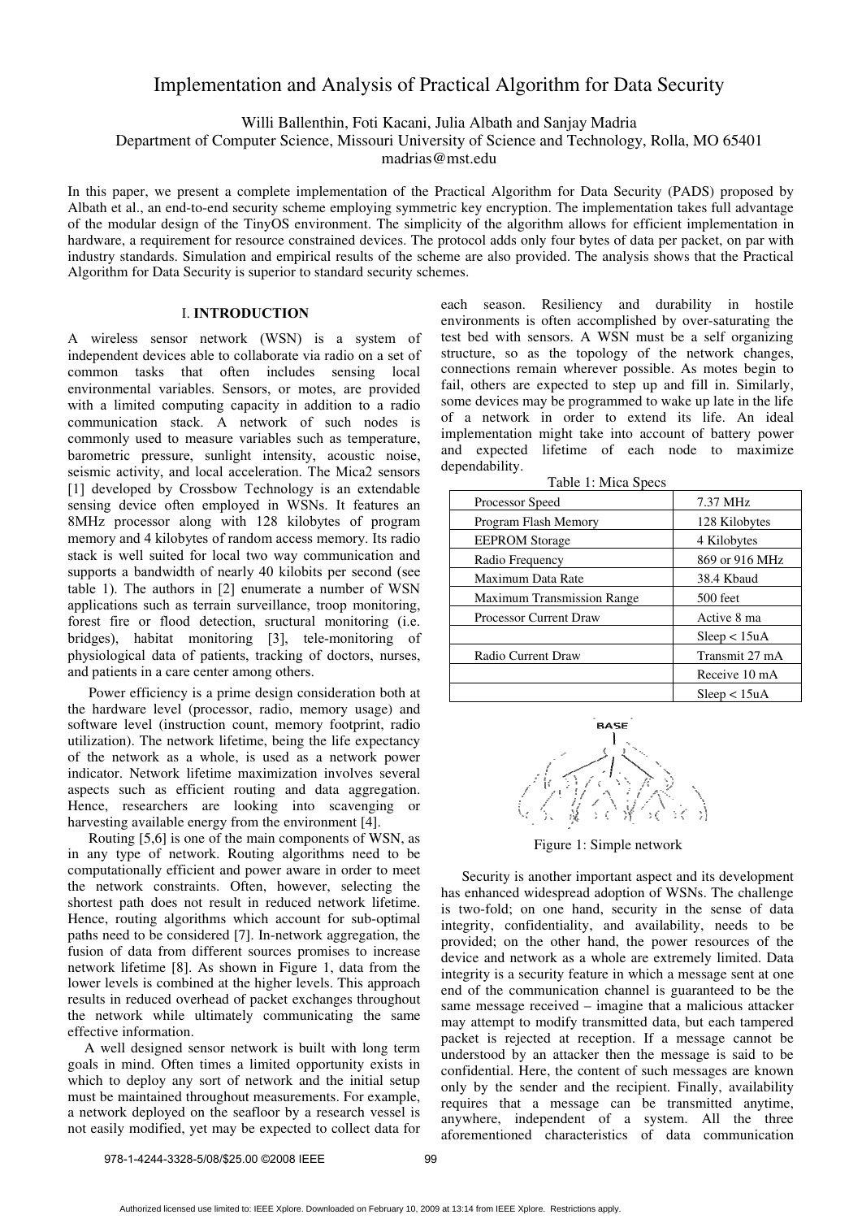# Implementation and Analysis of Practical Algorithm for Data Security

Willi Ballenthin, Foti Kacani, Julia Albath and Sanjay Madria
Department of Computer Science, Missouri University of Science and Technology, Rolla, MO 65401
madrias@mst.edu

In this paper, we present a complete implementation of the Practical Algorithm for Data Security (PADS) proposed by Albath et al., an end-to-end security scheme employing symmetric key encryption. The implementation takes full advantage of the modular design of the TinyOS environment. The simplicity of the algorithm allows for efficient implementation in hardware, a requirement for resource constrained devices. The protocol adds only four bytes of data per packet, on par with industry standards. Simulation and empirical results of the scheme are also provided. The analysis shows that the Practical Algorithm for Data Security is superior to standard security schemes.

## I. INTRODUCTION

A wireless sensor network (WSN) is a system of independent devices able to collaborate via radio on a set of common tasks that often includes sensing local environmental variables. Sensors, or motes, are provided with a limited computing capacity in addition to a radio communication stack. A network of such nodes is commonly used to measure variables such as temperature, barometric pressure, sunlight intensity, acoustic noise, seismic activity, and local acceleration. The Mica2 sensors [1] developed by Crossbow Technology is an extendable sensing device often employed in WSNs. It features an 8MHz processor along with 128 kilobytes of program memory and 4 kilobytes of random access memory. Its radio stack is well suited for local two way communication and supports a bandwidth of nearly 40 kilobits per second (see table 1). The authors in [2] enumerate a number of WSN applications such as terrain surveillance, troop monitoring, forest fire or flood detection, sructural monitoring (i.e. bridges), habitat monitoring [3], tele-monitoring of physiological data of patients, tracking of doctors, nurses, and patients in a care center among others.

Power efficiency is a prime design consideration both at the hardware level (processor, radio, memory usage) and software level (instruction count, memory footprint, radio utilization). The network lifetime, being the life expectancy of the network as a whole, is used as a network power indicator. Network lifetime maximization involves several aspects such as efficient routing and data aggregation. Hence, researchers are looking into scavenging or harvesting available energy from the environment [4].

Routing [5,6] is one of the main components of WSN, as in any type of network. Routing algorithms need to be computationally efficient and power aware in order to meet the network constraints. Often, however, selecting the shortest path does not result in reduced network lifetime. Hence, routing algorithms which account for sub-optimal paths need to be considered [7]. In-network aggregation, the fusion of data from different sources promises to increase network lifetime [8]. As shown in Figure 1, data from the lower levels is combined at the higher levels. This approach results in reduced overhead of packet exchanges throughout the network while ultimately communicating the same effective information.

A well designed sensor network is built with long term goals in mind. Often times a limited opportunity exists in which to deploy any sort of network and the initial setup must be maintained throughout measurements. For example, a network deployed on the seafloor by a research vessel is not easily modified, yet may be expected to collect data for each season. Resiliency and durability in hostile environments is often accomplished by over-saturating the test bed with sensors. A WSN must be a self organizing structure, so as the topology of the network changes, connections remain wherever possible. As motes begin to fail, others are expected to step up and fill in. Similarly, some devices may be programmed to wake up late in the life of a network in order to extend its life. An ideal implementation might take into account of battery power and expected lifetime of each node to maximize dependability.

Table 1: Mica Specs

| | |
|---|---|
| Processor Speed | 7.37 MHz |
| Program Flash Memory | 128 Kilobytes |
| EEPROM Storage | 4 Kilobytes |
| Radio Frequency | 869 or 916 MHz |
| Maximum Data Rate | 38.4 Kbaud |
| Maximum Transmission Range | 500 feet |
| Processor Current Draw | Active 8 ma |
| | Sleep < 15uA |
| Radio Current Draw | Transmit 27 mA |
| | Receive 10 mA |
| | Sleep < 15uA |

BASE

Figure 1: Simple network

Security is another important aspect and its development has enhanced widespread adoption of WSNs. The challenge is two-fold; on one hand, security in the sense of data integrity, confidentiality, and availability, needs to be provided; on the other hand, the power resources of the device and network as a whole are extremely limited. Data integrity is a security feature in which a message sent at one end of the communication channel is guaranteed to be the same message received – imagine that a malicious attacker may attempt to modify transmitted data, but each tampered packet is rejected at reception. If a message cannot be understood by an attacker then the message is said to be confidential. Here, the content of such messages are known only by the sender and the recipient. Finally, availability requires that a message can be transmitted anytime, anywhere, independent of a system. All the three aforementioned characteristics of data communication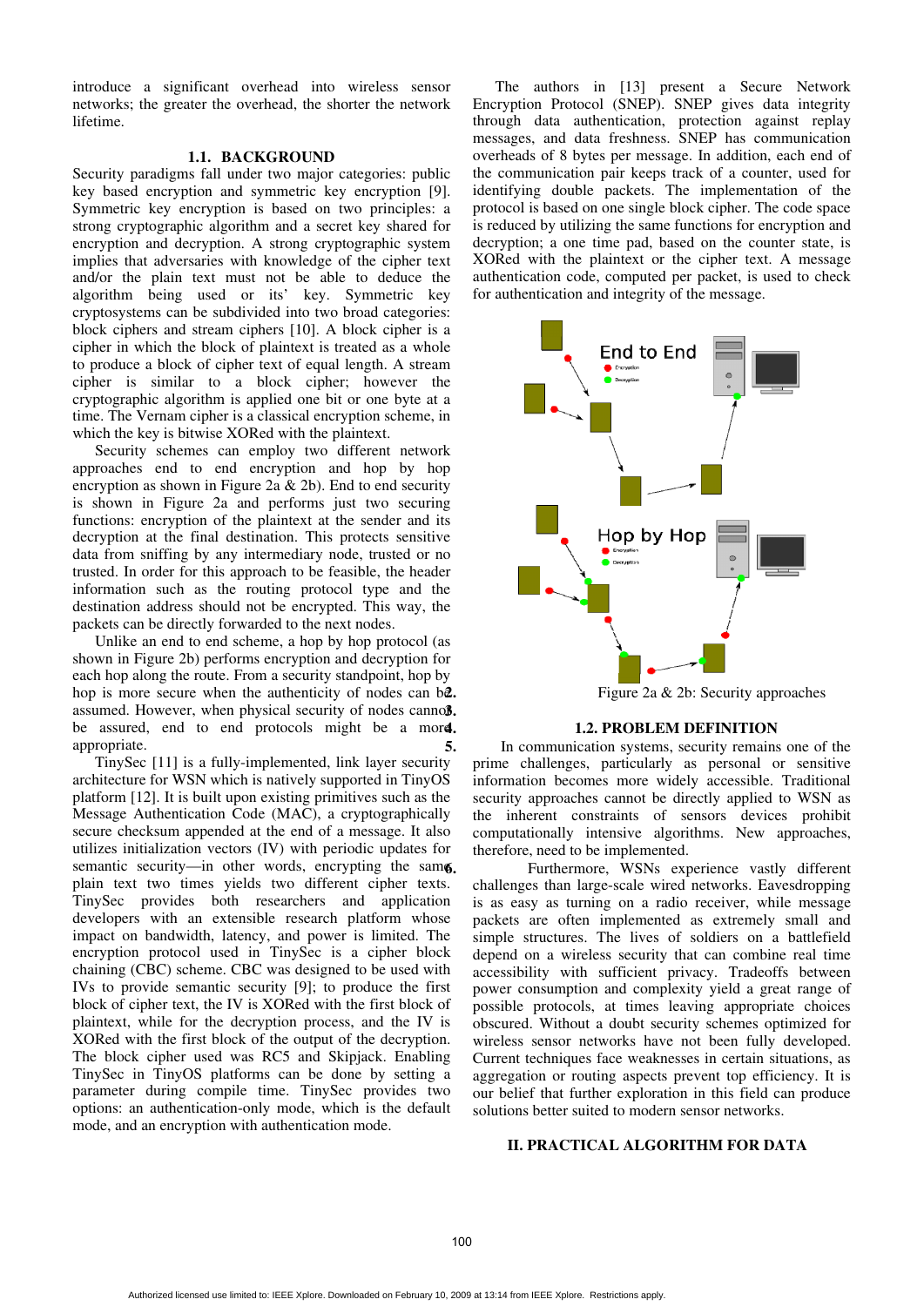introduce a significant overhead into wireless sensor networks; the greater the overhead, the shorter the network lifetime.

### 1.1. BACKGROUND

Security paradigms fall under two major categories: public key based encryption and symmetric key encryption [9]. Symmetric key encryption is based on two principles: a strong cryptographic algorithm and a secret key shared for encryption and decryption. A strong cryptographic system implies that adversaries with knowledge of the cipher text and/or the plain text must not be able to deduce the algorithm being used or its' key. Symmetric key cryptosystems can be subdivided into two broad categories: block ciphers and stream ciphers [10]. A block cipher is a cipher in which the block of plaintext is treated as a whole to produce a block of cipher text of equal length. A stream cipher is similar to a block cipher; however the cryptographic algorithm is applied one bit or one byte at a time. The Vernam cipher is a classical encryption scheme, in which the key is bitwise XORed with the plaintext.

Security schemes can employ two different network approaches end to end and hop by hop encryption as shown in Figure 2a & 2b). End to end security is shown in Figure 2a and performs just two securing functions: encryption of the plaintext at the sender and its decryption at the final destination. This protects sensitive data from sniffing by any intermediary node, trusted or no trusted. In order for this approach to be feasible, the header information such as the routing protocol type and the destination address should not be encrypted. This way, the packets can be directly forwarded to the next nodes.

Unlike an end to end scheme, a hop by hop protocol (as shown in Figure 2b) performs encryption and decryption for each hop along the route. From a security standpoint, hop by hop is more secure when the authenticity of nodes can be assumed. However, when physical security of nodes cannot be assured, end to end protocols might be a more appropriate.

TinySec [11] is a fully-implemented, link layer security architecture for WSN which is natively supported in TinyOS platform [12]. It is built upon existing primitives such as the Message Authentication Code (MAC), a cryptographically secure checksum appended at the end of a message. It also utilizes initialization vectors (IV) with periodic updates for semantic security—in other words, encrypting the same plain text two times yields two different cipher texts. TinySec provides both researchers and application developers with an extensible research platform whose impact on bandwidth, latency, and power is limited. The encryption protocol used in TinySec is a cipher block chaining (CBC) scheme. CBC was designed to be used with IVs to provide semantic security [9]; to produce the first block of cipher text, the IV is XORed with the first block of plaintext, while for the decryption process, and the IV is XORed with the first block of the output of the decryption. The block cipher used was RC5 and Skipjack. Enabling TinySec in TinyOS platforms can be done by setting a parameter during compile time. TinySec provides two options: an authentication-only mode, which is the default mode, and an encryption with authentication mode.

The authors in [13] present a Secure Network Encryption Protocol (SNEP). SNEP gives data integrity through data authentication, protection against replay messages, and data freshness. SNEP has communication overheads of 8 bytes per message. In addition, each end of the communication pair keeps track of a counter, used for identifying double packets. The implementation of the protocol is based on one single block cipher. The code space is reduced by utilizing the same functions for encryption and decryption; a one time pad, based on the counter state, is XORed with the plaintext or the cipher text. A message authentication code, computed per packet, is used to check for authentication and integrity of the message.

End to End
Encryption
Decryption

Hop by Hop
Encryption
Decryption

Figure 2a & 2b: Security approaches

### 1.2. PROBLEM DEFINITION

In communication systems, security remains one of the prime challenges, particularly as personal or sensitive information becomes more widely accessible. Traditional security approaches cannot be directly applied to WSN as the inherent constraints of sensors devices prohibit computationally intensive algorithms. New approaches, therefore, need to be implemented.

Furthermore, WSNs experience vastly different challenges than large-scale wired networks. Eavesdropping is as easy as turning on a radio receiver, while message packets are often implemented as extremely small and simple structures. The lives of soldiers on a battlefield depend on a wireless security that can combine real time accessibility with sufficient privacy. Tradeoffs between power consumption and complexity yield a great range of possible protocols, at times leaving appropriate choices obscured. Without a doubt security schemes optimized for wireless sensor networks have not been fully developed. Current techniques face weaknesses in certain situations, as aggregation or routing aspects prevent top efficiency. It is our belief that further exploration in this field can produce solutions better suited to modern sensor networks.

## II. PRACTICAL ALGORITHM FOR DATA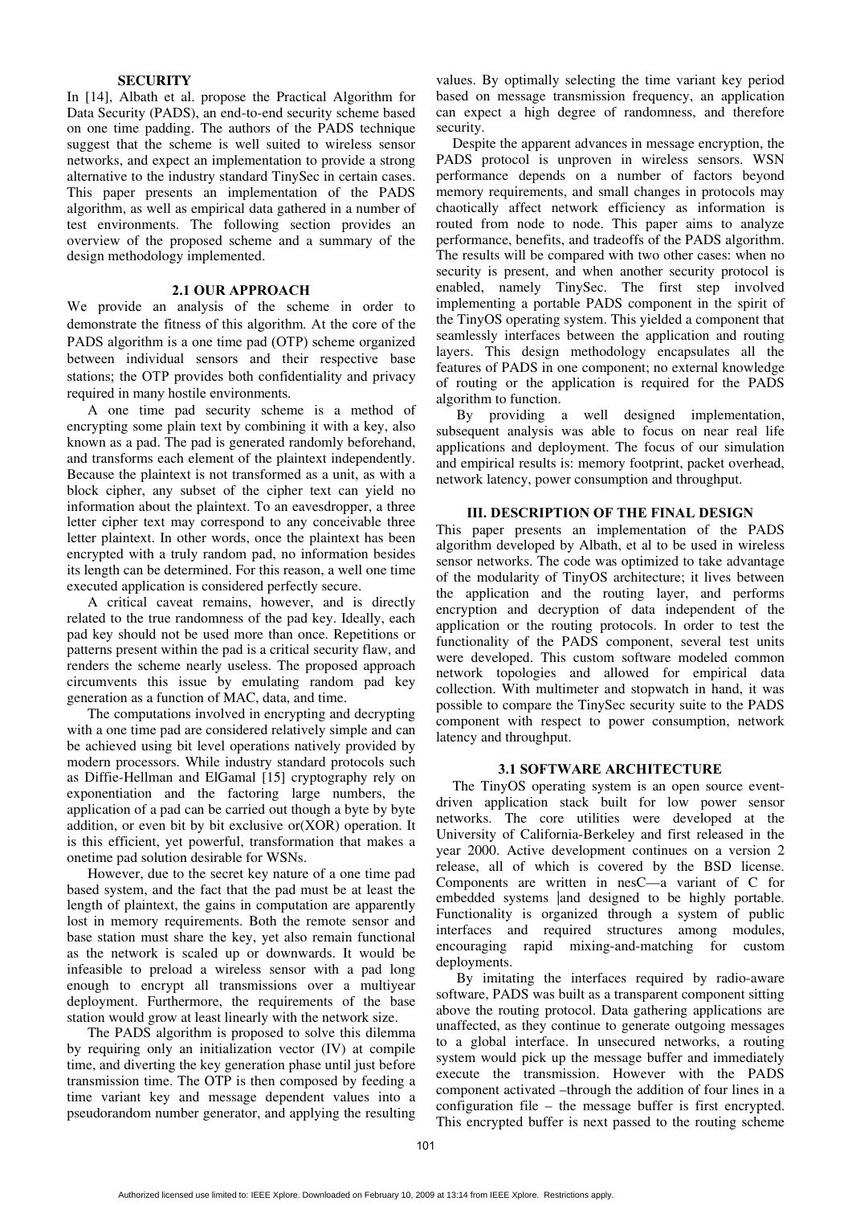**SECURITY**

In [14], Albath et al. propose the Practical Algorithm for Data Security (PADS), an end-to-end security scheme based on one time padding. The authors of the PADS technique suggest that the scheme is well suited to wireless sensor networks, and expect an implementation to provide a strong alternative to the industry standard TinySec in certain cases. This paper presents an implementation of the PADS algorithm, as well as empirical data gathered in a number of test environments. The following section provides an overview of the proposed scheme and a summary of the design methodology implemented.

### 2.1 OUR APPROACH

We provide an analysis of the scheme in order to demonstrate the fitness of this algorithm. At the core of the PADS algorithm is a one time pad (OTP) scheme organized between individual sensors and their respective base stations; the OTP provides both confidentiality and privacy required in many hostile environments.

A one time pad security scheme is a method of encrypting some plain text by combining it with a key, also known as a pad. The pad is generated randomly beforehand, and transforms each element of the plaintext independently. Because the plaintext is not transformed as a unit, as with a block cipher, any subset of the cipher text can yield no information about the plaintext. To an eavesdropper, a three letter cipher text may correspond to any conceivable three letter plaintext. In other words, once the plaintext has been encrypted with a truly random pad, no information besides its length can be determined. For this reason, a well one time executed application is considered perfectly secure.

A critical caveat remains, however, and is directly related to the true randomness of the pad key. Ideally, each pad key should not be used more than once. Repetitions or patterns present within the pad is a critical security flaw, and renders the scheme nearly useless. The proposed approach circumvents this issue by emulating random pad key generation as a function of MAC, data, and time.

The computations involved in encrypting and decrypting with a one time pad are considered relatively simple and can be achieved using bit level operations natively provided by modern processors. While industry standard protocols such as Diffie-Hellman and ElGamal [15] cryptography rely on exponentiation and the factoring large numbers, the application of a pad can be carried out though a byte by byte addition, or even bit by bit exclusive or(XOR) operation. It is this efficient, yet powerful, transformation that makes a onetime pad solution desirable for WSNs.

However, due to the secret key nature of a one time pad based system, and the fact that the pad must be at least the length of plaintext, the gains in computation are apparently lost in memory requirements. Both the remote sensor and base station must share the key, yet also remain functional as the network is scaled up or downwards. It would be infeasible to preload a wireless sensor with a pad long enough to encrypt all transmissions over a multiyear deployment. Furthermore, the requirements of the base station would grow at least linearly with the network size.

The PADS algorithm is proposed to solve this dilemma by requiring only an initialization vector (IV) at compile time, and diverting the key generation phase until just before transmission time. The OTP is then composed by feeding a time variant key and message dependent values into a pseudorandom number generator, and applying the resulting values. By optimally selecting the time variant key period based on message transmission frequency, an application can expect a high degree of randomness, and therefore security.

Despite the apparent advances in message encryption, the PADS protocol is unproven in wireless sensors. WSN performance depends on a number of factors beyond memory requirements, and small changes in protocols may chaotically affect network efficiency as information is routed from node to node. This paper aims to analyze performance, benefits, and tradeoffs of the PADS algorithm. The results will be compared with two other cases: when no security is present, and when another security protocol is enabled, namely TinySec. The first step involved implementing a portable PADS component in the spirit of the TinyOS operating system. This yielded a component that seamlessly interfaces between the application and routing layers. This design methodology encapsulates all the features of PADS in one component; no external knowledge of routing or the application is required for the PADS algorithm to function.

By providing a well designed implementation, subsequent analysis was able to focus on near real life applications and deployment. The focus of our simulation and empirical results is: memory footprint, packet overhead, network latency, power consumption and throughput.

## III. DESCRIPTION OF THE FINAL DESIGN

This paper presents an implementation of the PADS algorithm developed by Albath, et al to be used in wireless sensor networks. The code was optimized to take advantage of the modularity of TinyOS architecture; it lives between the application and the routing layer, and performs encryption and decryption of data independent of the application or the routing protocols. In order to test the functionality of the PADS component, several test units were developed. This custom software modeled common network topologies and allowed for empirical data collection. With multimeter and stopwatch in hand, it was possible to compare the TinySec security suite to the PADS component with respect to power consumption, network latency and throughput.

### 3.1 SOFTWARE ARCHITECTURE

The TinyOS operating system is an open source event-driven application stack built for low power sensor networks. The core utilities were developed at the University of California-Berkeley and first released in the year 2000. Active development continues on a version 2 release, all of which is covered by the BSD license. Components are written in nesC—a variant of C for embedded systems and designed to be highly portable. Functionality is organized through a system of public interfaces and required structures among modules, encouraging rapid mixing-and-matching for custom deployments.

By imitating the interfaces required by radio-aware software, PADS was built as a transparent component sitting above the routing protocol. Data gathering applications are unaffected, as they continue to generate outgoing messages to a global interface. In unsecured networks, a routing system would pick up the message buffer and immediately execute the transmission. However with the PADS component activated –through the addition of four lines in a configuration file – the message buffer is first encrypted. This encrypted buffer is next passed to the routing scheme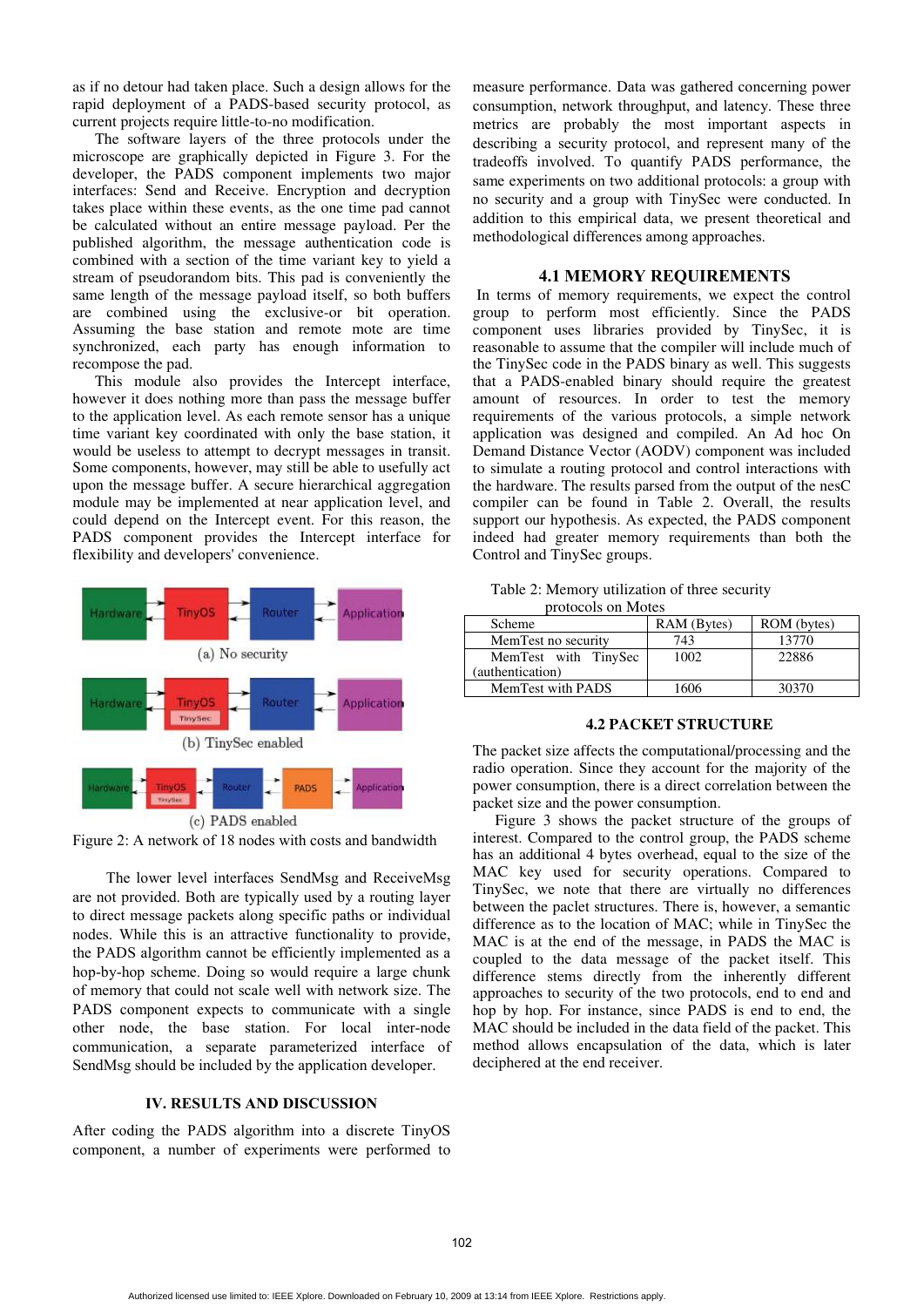as if no detour had taken place. Such a design allows for the rapid deployment of a PADS-based security protocol, as current projects require little-to-no modification.

The software layers of the three protocols under the microscope are graphically depicted in Figure 3. For the developer, the PADS component implements two major interfaces: Send and Receive. Encryption and decryption takes place within these events, as the one time pad cannot be calculated without an entire message payload. Per the published algorithm, the message authentication code is combined with a section of the time variant key to yield a stream of pseudorandom bits. This pad is conveniently the same length of the message payload itself, so both buffers are combined using the exclusive-or bit operation. Assuming the base station and remote mote are time synchronized, each party has enough information to recompose the pad.

This module also provides the Intercept interface, however it does nothing more than pass the message buffer to the application level. As each remote sensor has a unique time variant key coordinated with only the base station, it would be useless to attempt to decrypt messages in transit. Some components, however, may still be able to usefully act upon the message buffer. A secure hierarchical aggregation module may be implemented at near application level, and could depend on the Intercept event. For this reason, the PADS component provides the Intercept interface for flexibility and developers' convenience.

Hardware
TinyOS
Router
Application

(a) No security

Hardware
TinyOS
TinySec
Router
Application

(b) TinySec enabled

Hardware
TinyOS
TinySec
Router
PADS
Application

(c) PADS enabled

Figure 2: A network of 18 nodes with costs and bandwidth

The lower level interfaces SendMsg and ReceiveMsg are not provided. Both are typically used by a routing layer to direct message packets along specific paths or individual nodes. While this is an attractive functionality to provide, the PADS algorithm cannot be efficiently implemented as a hop-by-hop scheme. Doing so would require a large chunk of memory that could not scale well with network size. The PADS component expects to communicate with a single other node, the base station. For local inter-node communication, a separate parameterized interface of SendMsg should be included by the application developer.

## IV. RESULTS AND DISCUSSION

After coding the PADS algorithm into a discrete TinyOS component, a number of experiments were performed to measure performance. Data was gathered concerning power consumption, network throughput, and latency. These three metrics are probably the most important aspects in describing a security protocol, and represent many of the tradeoffs involved. To quantify PADS performance, the same experiments on two additional protocols: a group with no security and a group with TinySec were conducted. In addition to this empirical data, we present theoretical and methodological differences among approaches.

### 4.1 MEMORY REQUIREMENTS

In terms of memory requirements, we expect the control group to perform most efficiently. Since the PADS component uses libraries provided by TinySec, it is reasonable to assume that the compiler will include much of the TinySec code in the PADS binary as well. This suggests that a PADS-enabled binary should require the greatest amount of resources. In order to test the memory requirements of the various protocols, a simple network application was designed and compiled. An Ad hoc On Demand Distance Vector (AODV) component was included to simulate a routing protocol and control interactions with the hardware. The results parsed from the output of the nesC compiler can be found in Table 2. Overall, the results support our hypothesis. As expected, the PADS component indeed had greater memory requirements than both the Control and TinySec groups.

Table 2: Memory utilization of three security protocols on Motes

| Scheme | RAM (Bytes) | ROM (bytes) |
|---|---|---|
| MemTest no security | 743 | 13770 |
| MemTest with TinySec (authentication) | 1002 | 22886 |
| MemTest with PADS | 1606 | 30370 |

### 4.2 PACKET STRUCTURE

The packet size affects the computational/processing and the radio operation. Since they account for the majority of the power consumption, there is a direct correlation between the packet size and the power consumption.

Figure 3 shows the packet structure of the groups of interest. Compared to the control group, the PADS scheme has an additional 4 bytes overhead, equal to the size of the MAC key used for security operations. Compared to TinySec, we note that there are virtually no differences between the paclet structures. There is, however, a semantic difference as to the location of MAC; while in TinySec the MAC is at the end of the message, in PADS the MAC is coupled to the data message of the packet itself. This difference stems directly from the inherently different approaches to security of the two protocols, end to end and hop by hop. For instance, since PADS is end to end, the MAC should be included in the data field of the packet. This method allows encapsulation of the data, which is later deciphered at the end receiver.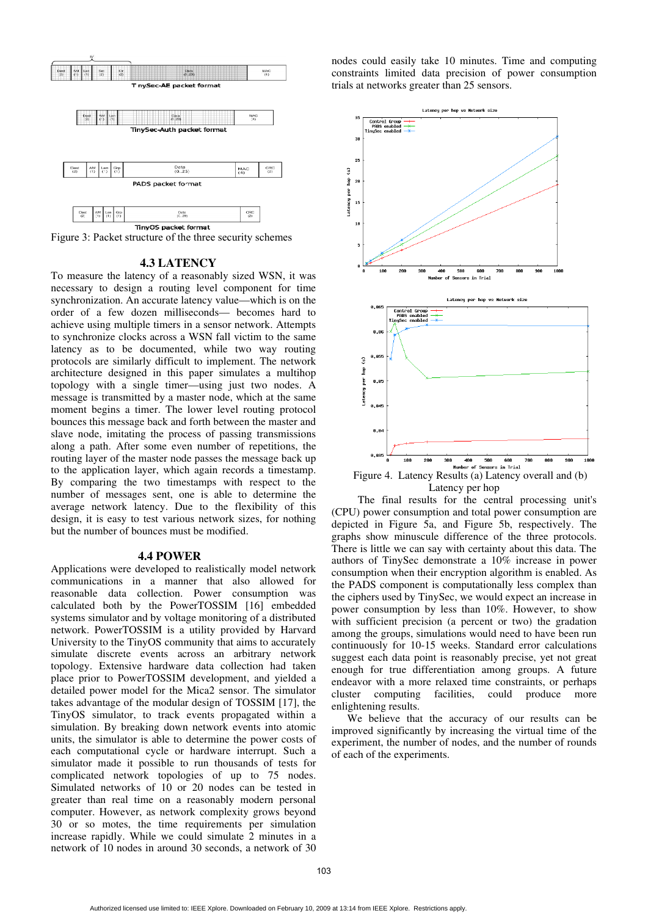Figure 3: Packet structure of the three security schemes

### 4.3 LATENCY

To measure the latency of a reasonably sized WSN, it was necessary to design a routing level component for time synchronization. An accurate latency value—which is on the order of a few dozen milliseconds— becomes hard to achieve using multiple timers in a sensor network. Attempts to synchronize clocks across a WSN fall victim to the same latency as to be documented, while two way routing protocols are similarly difficult to implement. The network architecture designed in this paper simulates a multihop topology with a single timer—using just two nodes. A message is transmitted by a master node, which at the same moment begins a timer. The lower level routing protocol bounces this message back and forth between the master and slave node, imitating the process of passing transmissions along a path. After some even number of repetitions, the routing layer of the master node passes the message back up to the application layer, which again records a timestamp. By comparing the two timestamps with respect to the number of messages sent, one is able to determine the average network latency. Due to the flexibility of this design, it is easy to test various network sizes, for nothing but the number of bounces must be modified.

### 4.4 POWER

Applications were developed to realistically model network communications in a manner that also allowed for reasonable data collection. Power consumption was calculated both by the PowerTOSSIM [16] embedded systems simulator and by voltage monitoring of a distributed network. PowerTOSSIM is a utility provided by Harvard University to the TinyOS community that aims to accurately simulate discrete events across an arbitrary network topology. Extensive hardware data collection had taken place prior to PowerTOSSIM development, and yielded a detailed power model for the Mica2 sensor. The simulator takes advantage of the modular design of TOSSIM [17], the TinyOS simulator, to track events propagated within a simulation. By breaking down network events into atomic units, the simulator is able to determine the power costs of each computational cycle or hardware interrupt. Such a simulator made it possible to run thousands of tests for complicated network topologies of up to 75 nodes. Simulated networks of 10 or 20 nodes can be tested in greater than real time on a reasonably modern personal computer. However, as network complexity grows beyond 30 or so motes, the time requirements per simulation increase rapidly. While we could simulate 2 minutes in a network of 10 nodes in around 30 seconds, a network of 30 nodes could easily take 10 minutes. Time and computing constraints limited data precision of power consumption trials at networks greater than 25 sensors.

Figure 4. Latency Results (a) Latency overall and (b) Latency per hop

The final results for the central processing unit's (CPU) power consumption and total power consumption are depicted in Figure 5a, and Figure 5b, respectively. The graphs show minuscule difference of the three protocols. There is little we can say with certainty about this data. The authors of TinySec demonstrate a 10% increase in power consumption when their encryption algorithm is enabled. As the PADS component is computationally less complex than the ciphers used by TinySec, we would expect an increase in power consumption by less than 10%. However, to show with sufficient precision (a percent or two) the gradation among the groups, simulations would need to have been run continuously for 10-15 weeks. Standard error calculations suggest each data point is reasonably precise, yet not great enough for true differentiation among groups. A future endeavor with a more relaxed time constraints, or perhaps cluster computing facilities, could produce more enlightening results.

We believe that the accuracy of our results can be improved significantly by increasing the virtual time of the experiment, the number of nodes, and the number of rounds of each of the experiments.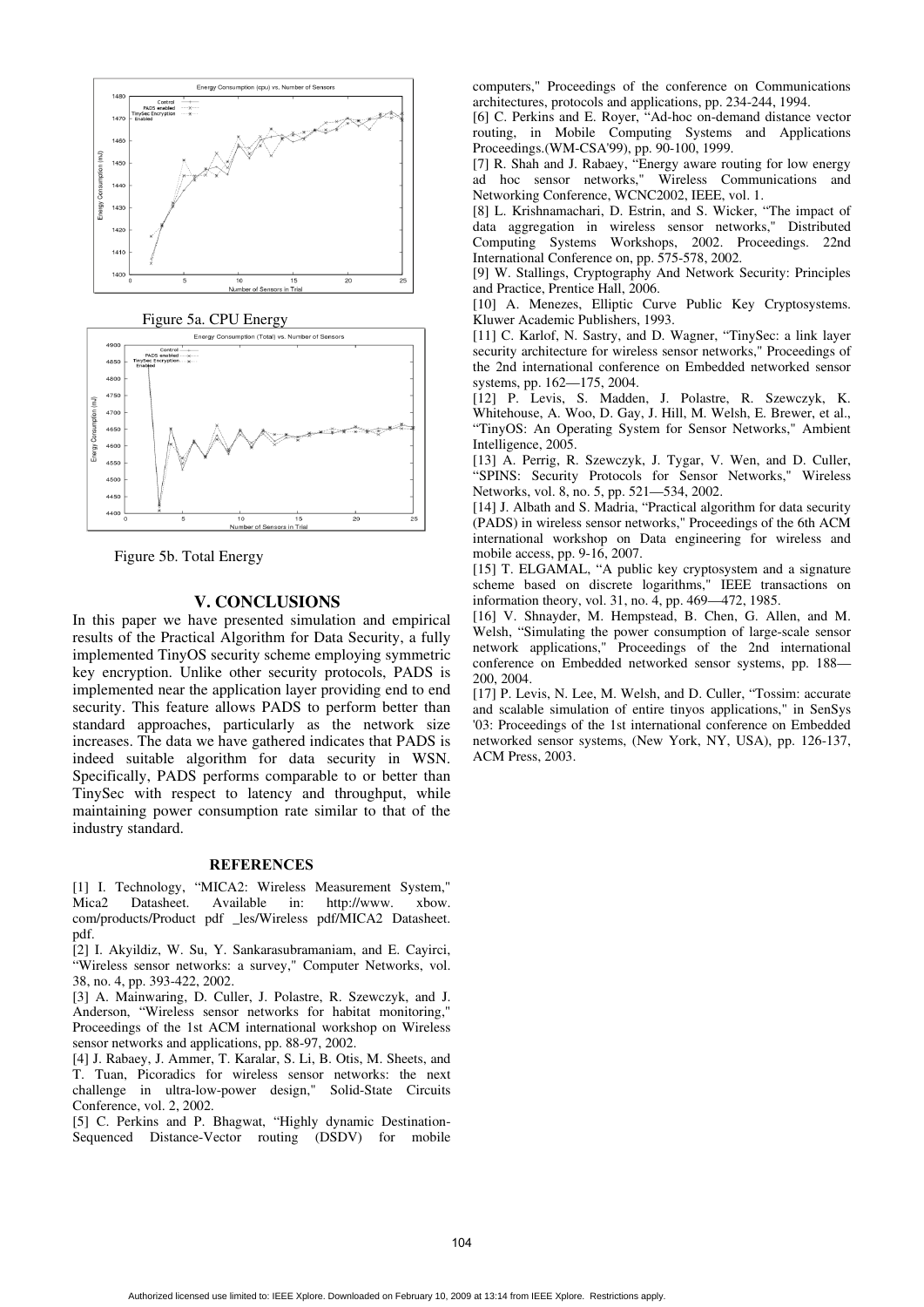Energy Consumption (cpu) vs. Number of Sensors

Control
PADS enabled
TinySec Encryption Enabled

Energy Consumption (mJ)

1480
1470
1460
1450
1440
1430
1420
1410
1400

0 5 10 15 20 25

Number of Sensors in Trial

Figure 5a. CPU Energy

Energy Consumption (Total) vs. Number of Sensors

Control
PADS enabled
TinySec Encryption Enabled

Energy Consumption (mJ)

4900
4850
4800
4750
4700
4650
4600
4550
4500
4450
4400

0 5 10 15 20 25

Number of Sensors in Trial

Figure 5b. Total Energy

## V. CONCLUSIONS

In this paper we have presented simulation and empirical results of the Practical Algorithm for Data Security, a fully implemented TinyOS security scheme employing symmetric key encryption. Unlike other security protocols, PADS is implemented near the application layer providing end to end security. This feature allows PADS to perform better than standard approaches, particularly as the network size increases. The data we have gathered indicates that PADS is indeed suitable algorithm for data security in WSN. Specifically, PADS performs comparable to or better than TinySec with respect to latency and throughput, while maintaining power consumption rate similar to that of the industry standard.

### REFERENCES

[1] I. Technology, "MICA2: Wireless Measurement System," Mica2 Datasheet. Available in: http://www. xbow. com/products/Product pdf _les/Wireless pdf/MICA2 Datasheet. pdf.

[2] I. Akyildiz, W. Su, Y. Sankarasubramaniam, and E. Cayirci, "Wireless sensor networks: a survey," Computer Networks, vol. 38, no. 4, pp. 393-422, 2002.

[3] A. Mainwaring, D. Culler, J. Polastre, R. Szewczyk, and J. Anderson, "Wireless sensor networks for habitat monitoring," Proceedings of the 1st ACM international workshop on Wireless sensor networks and applications, pp. 88-97, 2002.

[4] J. Rabaey, J. Ammer, T. Karalar, S. Li, B. Otis, M. Sheets, and T. Tuan, Picoradics for wireless sensor networks: the next challenge in ultra-low-power design," Solid-State Circuits Conference, vol. 2, 2002.

[5] C. Perkins and P. Bhagwat, "Highly dynamic Destination-Sequenced Distance-Vector routing (DSDV) for mobile computers," Proceedings of the conference on Communications architectures, protocols and applications, pp. 234-244, 1994.

[6] C. Perkins and E. Royer, "Ad-hoc on-demand distance vector routing, in Mobile Computing Systems and Applications Proceedings.(WM-CSA'99), pp. 90-100, 1999.

[7] R. Shah and J. Rabaey, "Energy aware routing for low energy ad hoc sensor networks," Wireless Communications and Networking Conference, WCNC2002, IEEE, vol. 1.

[8] L. Krishnamachari, D. Estrin, and S. Wicker, "The impact of data aggregation in wireless sensor networks," Distributed Computing Systems Workshops, 2002. Proceedings. 22nd International Conference on, pp. 575-578, 2002.

[9] W. Stallings, Cryptography And Network Security: Principles and Practice, Prentice Hall, 2006.

[10] A. Menezes, Elliptic Curve Public Key Cryptosystems. Kluwer Academic Publishers, 1993.

[11] C. Karlof, N. Sastry, and D. Wagner, "TinySec: a link layer security architecture for wireless sensor networks," Proceedings of the 2nd international conference on Embedded networked sensor systems, pp. 162—175, 2004.

[12] P. Levis, S. Madden, J. Polastre, R. Szewczyk, K. Whitehouse, A. Woo, D. Gay, J. Hill, M. Welsh, E. Brewer, et al., "TinyOS: An Operating System for Sensor Networks," Ambient Intelligence, 2005.

[13] A. Perrig, R. Szewczyk, J. Tygar, V. Wen, and D. Culler, "SPINS: Security Protocols for Sensor Networks," Wireless Networks, vol. 8, no. 5, pp. 521—534, 2002.

[14] J. Albath and S. Madria, "Practical algorithm for data security (PADS) in wireless sensor networks," Proceedings of the 6th ACM international workshop on Data engineering for wireless and mobile access, pp. 9-16, 2007.

[15] T. ELGAMAL, "A public key cryptosystem and a signature scheme based on discrete logarithms," IEEE transactions on information theory, vol. 31, no. 4, pp. 469—472, 1985.

[16] V. Shnayder, M. Hempstead, B. Chen, G. Allen, and M. Welsh, "Simulating the power consumption of large-scale sensor network applications," Proceedings of the 2nd international conference on Embedded networked sensor systems, pp. 188—200, 2004.

[17] P. Levis, N. Lee, M. Welsh, and D. Culler, "Tossim: accurate and scalable simulation of entire tinyos applications," in SenSys '03: Proceedings of the 1st international conference on Embedded networked sensor systems, (New York, NY, USA), pp. 126-137, ACM Press, 2003.